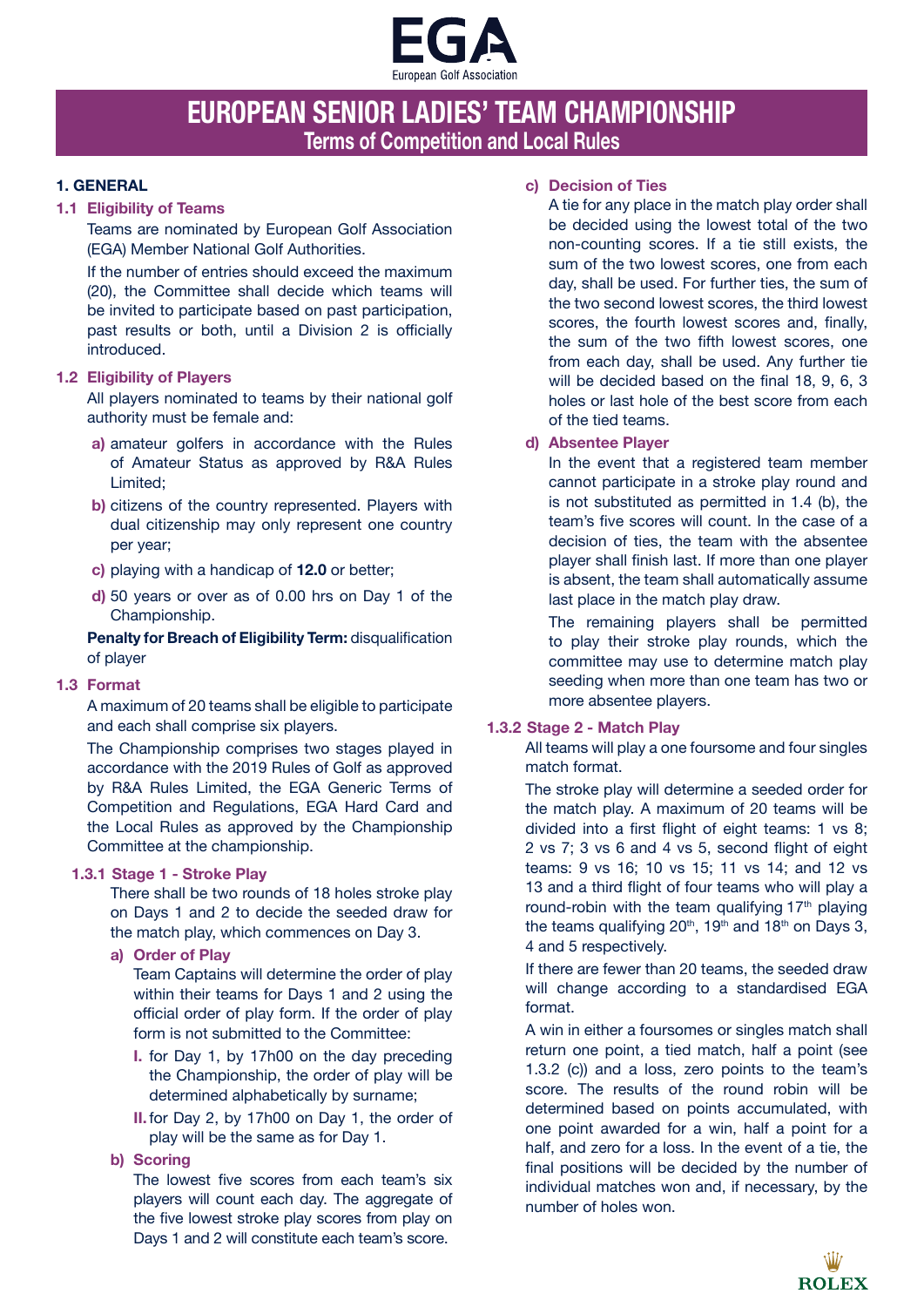# EUROPEAN SENIOR LADIES' TEAM CHAMPIONSHIP

## Terms of Competition and Local Rules

### 1. GENERAL

#### 1.1 Eligibility of Teams

Teams are nominated by European Golf Association (EGA) Member National Golf Authorities.

If the number of entries should exceed the maximum (20), the Committee shall decide which teams will be invited to participate based on past participation, past results or both, until a Division 2 is officially introduced.

#### 1.2 Eligibility of Players

All players nominated to teams by their national golf authority must be female and:

**a)** amateur golfers in accordance with the Rules of Amateur Status as approved by R&A Rules Limited;

**b)** citizens of the country represented. Players with dual citizenship may only represent one country per year;

**c)** playing with a handicap of **12.0** or better;

**d)** 50 years or over as of 0.00 hrs on Day 1 of the Championship.

**Penalty for Breach of Eligibility Term:** disqualification of player

#### 1.3 Format

A maximum of 20 teams shall be eligible to participate and each shall comprise six players.

The Championship comprises two stages played in accordance with the 2019 Rules of Golf as approved by R&A Rules Limited, the EGA Generic Terms of Competition and Regulations, EGA Hard Card and the Local Rules as approved by the Championship Committee at the championship.

##### 1.3.1 Stage 1 - Stroke Play

There shall be two rounds of 18 holes stroke play on Days 1 and 2 to decide the seeded draw for the match play, which commences on Day 3.

**a) Order of Play**

Team Captains will determine the order of play within their teams for Days 1 and 2 using the official order of play form. If the order of play form is not submitted to the Committee:

**I.** for Day 1, by 17h00 on the day preceding the Championship, the order of play will be determined alphabetically by surname;

**II.** for Day 2, by 17h00 on Day 1, the order of play will be the same as for Day 1.

**b) Scoring**

The lowest five scores from each team's six players will count each day. The aggregate of the five lowest stroke play scores from play on Days 1 and 2 will constitute each team's score.

**c) Decision of Ties**

A tie for any place in the match play order shall be decided using the lowest total of the two non-counting scores. If a tie still exists, the sum of the two lowest scores, one from each day, shall be used. For further ties, the sum of the two second lowest scores, the third lowest scores, the fourth lowest scores and, finally, the sum of the two fifth lowest scores, one from each day, shall be used. Any further tie will be decided based on the final 18, 9, 6, 3 holes or last hole of the best score from each of the tied teams.

**d) Absentee Player**

In the event that a registered team member cannot participate in a stroke play round and is not substituted as permitted in 1.4 (b), the team's five scores will count. In the case of a decision of ties, the team with the absentee player shall finish last. If more than one player is absent, the team shall automatically assume last place in the match play draw.

The remaining players shall be permitted to play their stroke play rounds, which the committee may use to determine match play seeding when more than one team has two or more absentee players.

##### 1.3.2 Stage 2 - Match Play

All teams will play a one foursome and four singles match format.

The stroke play will determine a seeded order for the match play. A maximum of 20 teams will be divided into a first flight of eight teams: 1 vs 8; 2 vs 7; 3 vs 6 and 4 vs 5, second flight of eight teams: 9 vs 16; 10 vs 15; 11 vs 14; and 12 vs 13 and a third flight of four teams who will play a round-robin with the team qualifying 17th playing the teams qualifying 20th, 19th and 18th on Days 3, 4 and 5 respectively.

If there are fewer than 20 teams, the seeded draw will change according to a standardised EGA format.

A win in either a foursomes or singles match shall return one point, a tied match, half a point (see 1.3.2 (c)) and a loss, zero points to the team's score. The results of the round robin will be determined based on points accumulated, with one point awarded for a win, half a point for a half, and zero for a loss. In the event of a tie, the final positions will be decided by the number of individual matches won and, if necessary, by the number of holes won.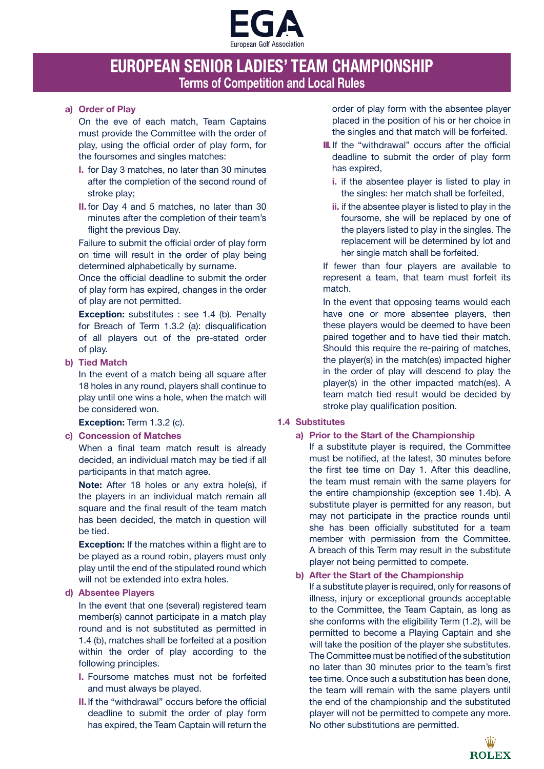# EUROPEAN SENIOR LADIES' TEAM CHAMPIONSHIP

## Terms of Competition and Local Rules

**a) Order of Play**

On the eve of each match, Team Captains must provide the Committee with the order of play, using the official order of play form, for the foursomes and singles matches:

- **I.** for Day 3 matches, no later than 30 minutes after the completion of the second round of stroke play;
- **II.** for Day 4 and 5 matches, no later than 30 minutes after the completion of their team's flight the previous Day.

Failure to submit the official order of play form on time will result in the order of play being determined alphabetically by surname.

Once the official deadline to submit the order of play form has expired, changes in the order of play are not permitted.

**Exception:** substitutes : see 1.4 (b). Penalty for Breach of Term 1.3.2 (a): disqualification of all players out of the pre-stated order of play.

**b) Tied Match**

In the event of a match being all square after 18 holes in any round, players shall continue to play until one wins a hole, when the match will be considered won.

**Exception:** Term 1.3.2 (c).

**c) Concession of Matches**

When a final team match result is already decided, an individual match may be tied if all participants in that match agree.

**Note:** After 18 holes or any extra hole(s), if the players in an individual match remain all square and the final result of the team match has been decided, the match in question will be tied.

**Exception:** If the matches within a flight are to be played as a round robin, players must only play until the end of the stipulated round which will not be extended into extra holes.

**d) Absentee Players**

In the event that one (several) registered team member(s) cannot participate in a match play round and is not substituted as permitted in 1.4 (b), matches shall be forfeited at a position within the order of play according to the following principles.

- **I.** Foursome matches must not be forfeited and must always be played.
- **II.** If the "withdrawal" occurs before the official deadline to submit the order of play form has expired, the Team Captain will return the order of play form with the absentee player placed in the position of his or her choice in the singles and that match will be forfeited.
- **III.** If the "withdrawal" occurs after the official deadline to submit the order of play form has expired,
  - **i.** if the absentee player is listed to play in the singles: her match shall be forfeited,
  - **ii.** if the absentee player is listed to play in the foursome, she will be replaced by one of the players listed to play in the singles. The replacement will be determined by lot and her single match shall be forfeited.

If fewer than four players are available to represent a team, that team must forfeit its match.

In the event that opposing teams would each have one or more absentee players, then these players would be deemed to have been paired together and to have tied their match. Should this require the re-pairing of matches, the player(s) in the match(es) impacted higher in the order of play will descend to play the player(s) in the other impacted match(es). A team match tied result would be decided by stroke play qualification position.

### 1.4 Substitutes

**a) Prior to the Start of the Championship**

If a substitute player is required, the Committee must be notified, at the latest, 30 minutes before the first tee time on Day 1. After this deadline, the team must remain with the same players for the entire championship (exception see 1.4b). A substitute player is permitted for any reason, but may not participate in the practice rounds until she has been officially substituted for a team member with permission from the Committee. A breach of this Term may result in the substitute player not being permitted to compete.

**b) After the Start of the Championship**

If a substitute player is required, only for reasons of illness, injury or exceptional grounds acceptable to the Committee, the Team Captain, as long as she conforms with the eligibility Term (1.2), will be permitted to become a Playing Captain and she will take the position of the player she substitutes. The Committee must be notified of the substitution no later than 30 minutes prior to the team's first tee time. Once such a substitution has been done, the team will remain with the same players until the end of the championship and the substituted player will not be permitted to compete any more. No other substitutions are permitted.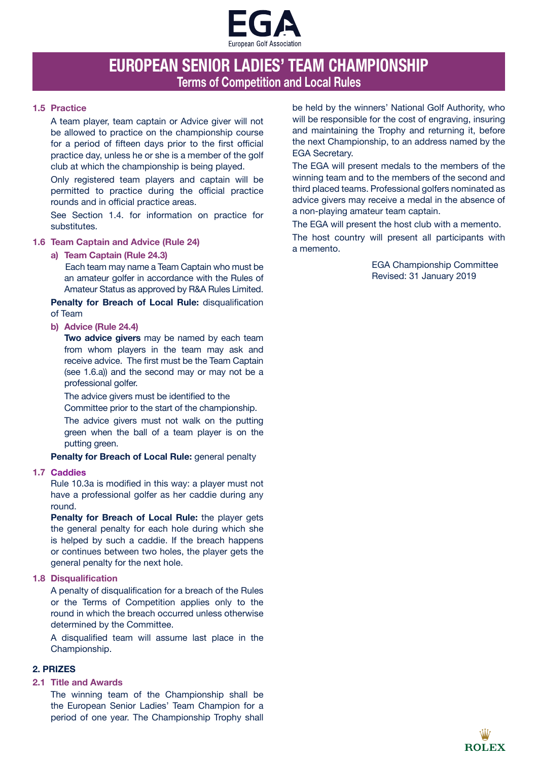# EUROPEAN SENIOR LADIES' TEAM CHAMPIONSHIP

## Terms of Competition and Local Rules

### 1.5 Practice

A team player, team captain or Advice giver will not be allowed to practice on the championship course for a period of fifteen days prior to the first official practice day, unless he or she is a member of the golf club at which the championship is being played.

Only registered team players and captain will be permitted to practice during the official practice rounds and in official practice areas.

See Section 1.4. for information on practice for substitutes.

### 1.6 Team Captain and Advice (Rule 24)

**a) Team Captain (Rule 24.3)**

Each team may name a Team Captain who must be an amateur golfer in accordance with the Rules of Amateur Status as approved by R&A Rules Limited.

**Penalty for Breach of Local Rule:** disqualification of Team

**b) Advice (Rule 24.4)**

**Two advice givers** may be named by each team from whom players in the team may ask and receive advice. The first must be the Team Captain (see 1.6.a)) and the second may or may not be a professional golfer.

The advice givers must be identified to the Committee prior to the start of the championship.

The advice givers must not walk on the putting green when the ball of a team player is on the putting green.

**Penalty for Breach of Local Rule:** general penalty

### 1.7 Caddies

Rule 10.3a is modified in this way: a player must not have a professional golfer as her caddie during any round.

**Penalty for Breach of Local Rule:** the player gets the general penalty for each hole during which she is helped by such a caddie. If the breach happens or continues between two holes, the player gets the general penalty for the next hole.

### 1.8 Disqualification

A penalty of disqualification for a breach of the Rules or the Terms of Competition applies only to the round in which the breach occurred unless otherwise determined by the Committee.

A disqualified team will assume last place in the Championship.

## 2. PRIZES

### 2.1 Title and Awards

The winning team of the Championship shall be the European Senior Ladies' Team Champion for a period of one year. The Championship Trophy shall be held by the winners' National Golf Authority, who will be responsible for the cost of engraving, insuring and maintaining the Trophy and returning it, before the next Championship, to an address named by the EGA Secretary.

The EGA will present medals to the members of the winning team and to the members of the second and third placed teams. Professional golfers nominated as advice givers may receive a medal in the absence of a non-playing amateur team captain.

The EGA will present the host club with a memento.

The host country will present all participants with a memento.

EGA Championship Committee
Revised: 31 January 2019